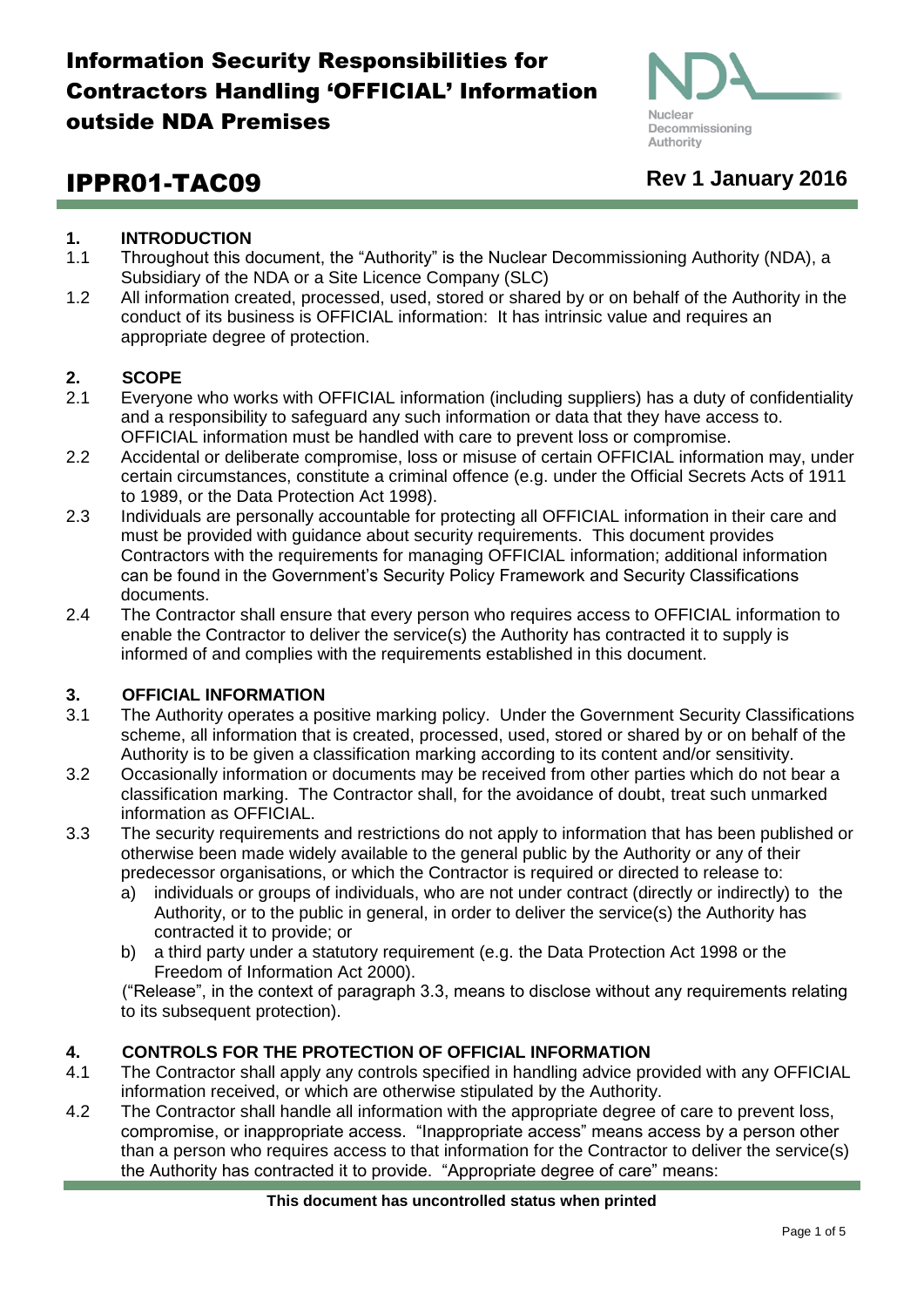# Information Security Responsibilities for Contractors Handling 'OFFICIAL' Information outside NDA Premises

# IPPR01-TAC09

**Rev 1 January 2016**

## 1. INTRODUCTION

1.1 Throughout this document, the "Authority" is the Nuclear Decommissioning Authority (NDA), a Subsidiary of the NDA or a Site Licence Company (SLC)

1.2 All information created, processed, used, stored or shared by or on behalf of the Authority in the conduct of its business is OFFICIAL information: It has intrinsic value and requires an appropriate degree of protection.

## 2. SCOPE

2.1 Everyone who works with OFFICIAL information (including suppliers) has a duty of confidentiality and a responsibility to safeguard any such information or data that they have access to. OFFICIAL information must be handled with care to prevent loss or compromise.

2.2 Accidental or deliberate compromise, loss or misuse of certain OFFICIAL information may, under certain circumstances, constitute a criminal offence (e.g. under the Official Secrets Acts of 1911 to 1989, or the Data Protection Act 1998).

2.3 Individuals are personally accountable for protecting all OFFICIAL information in their care and must be provided with guidance about security requirements. This document provides Contractors with the requirements for managing OFFICIAL information; additional information can be found in the Government's Security Policy Framework and Security Classifications documents.

2.4 The Contractor shall ensure that every person who requires access to OFFICIAL information to enable the Contractor to deliver the service(s) the Authority has contracted it to supply is informed of and complies with the requirements established in this document.

## 3. OFFICIAL INFORMATION

3.1 The Authority operates a positive marking policy. Under the Government Security Classifications scheme, all information that is created, processed, used, stored or shared by or on behalf of the Authority is to be given a classification marking according to its content and/or sensitivity.

3.2 Occasionally information or documents may be received from other parties which do not bear a classification marking. The Contractor shall, for the avoidance of doubt, treat such unmarked information as OFFICIAL.

3.3 The security requirements and restrictions do not apply to information that has been published or otherwise been made widely available to the general public by the Authority or any of their predecessor organisations, or which the Contractor is required or directed to release to:

a) individuals or groups of individuals, who are not under contract (directly or indirectly) to the Authority, or to the public in general, in order to deliver the service(s) the Authority has contracted it to provide; or

b) a third party under a statutory requirement (e.g. the Data Protection Act 1998 or the Freedom of Information Act 2000).

("Release", in the context of paragraph 3.3, means to disclose without any requirements relating to its subsequent protection).

## 4. CONTROLS FOR THE PROTECTION OF OFFICIAL INFORMATION

4.1 The Contractor shall apply any controls specified in handling advice provided with any OFFICIAL information received, or which are otherwise stipulated by the Authority.

4.2 The Contractor shall handle all information with the appropriate degree of care to prevent loss, compromise, or inappropriate access. "Inappropriate access" means access by a person other than a person who requires access to that information for the Contractor to deliver the service(s) the Authority has contracted it to provide. "Appropriate degree of care" means: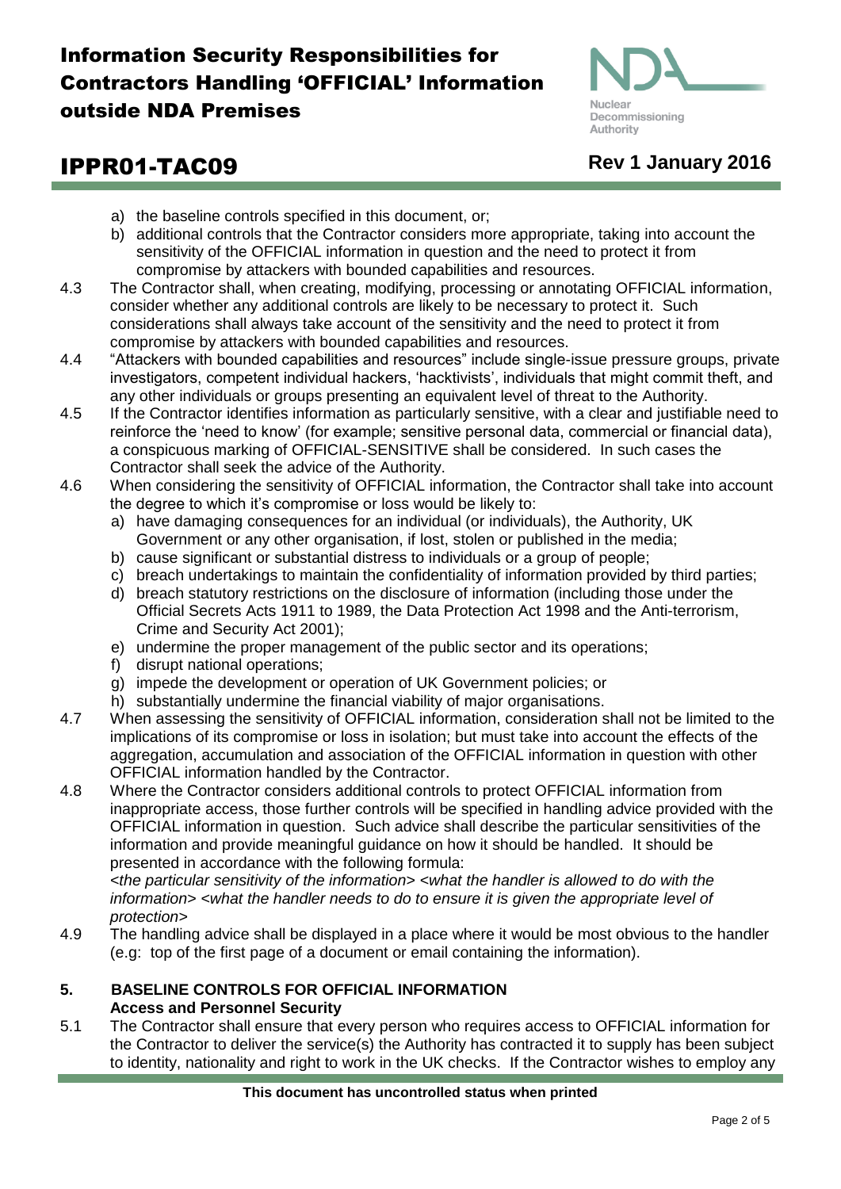a) the baseline controls specified in this document, or;
b) additional controls that the Contractor considers more appropriate, taking into account the sensitivity of the OFFICIAL information in question and the need to protect it from compromise by attackers with bounded capabilities and resources.

4.3 The Contractor shall, when creating, modifying, processing or annotating OFFICIAL information, consider whether any additional controls are likely to be necessary to protect it. Such considerations shall always take account of the sensitivity and the need to protect it from compromise by attackers with bounded capabilities and resources.

4.4 "Attackers with bounded capabilities and resources" include single-issue pressure groups, private investigators, competent individual hackers, 'hacktivists', individuals that might commit theft, and any other individuals or groups presenting an equivalent level of threat to the Authority.

4.5 If the Contractor identifies information as particularly sensitive, with a clear and justifiable need to reinforce the 'need to know' (for example; sensitive personal data, commercial or financial data), a conspicuous marking of OFFICIAL-SENSITIVE shall be considered. In such cases the Contractor shall seek the advice of the Authority.

4.6 When considering the sensitivity of OFFICIAL information, the Contractor shall take into account the degree to which it's compromise or loss would be likely to:

a) have damaging consequences for an individual (or individuals), the Authority, UK Government or any other organisation, if lost, stolen or published in the media;
b) cause significant or substantial distress to individuals or a group of people;
c) breach undertakings to maintain the confidentiality of information provided by third parties;
d) breach statutory restrictions on the disclosure of information (including those under the Official Secrets Acts 1911 to 1989, the Data Protection Act 1998 and the Anti-terrorism, Crime and Security Act 2001);
e) undermine the proper management of the public sector and its operations;
f) disrupt national operations;
g) impede the development or operation of UK Government policies; or
h) substantially undermine the financial viability of major organisations.

4.7 When assessing the sensitivity of OFFICIAL information, consideration shall not be limited to the implications of its compromise or loss in isolation; but must take into account the effects of the aggregation, accumulation and association of the OFFICIAL information in question with other OFFICIAL information handled by the Contractor.

4.8 Where the Contractor considers additional controls to protect OFFICIAL information from inappropriate access, those further controls will be specified in handling advice provided with the OFFICIAL information in question. Such advice shall describe the particular sensitivities of the information and provide meaningful guidance on how it should be handled. It should be presented in accordance with the following formula:
*<the particular sensitivity of the information> <what the handler is allowed to do with the information> <what the handler needs to do to ensure it is given the appropriate level of protection>*

4.9 The handling advice shall be displayed in a place where it would be most obvious to the handler (e.g: top of the first page of a document or email containing the information).

## 5. BASELINE CONTROLS FOR OFFICIAL INFORMATION

### Access and Personnel Security

5.1 The Contractor shall ensure that every person who requires access to OFFICIAL information for the Contractor to deliver the service(s) the Authority has contracted it to supply has been subject to identity, nationality and right to work in the UK checks. If the Contractor wishes to employ any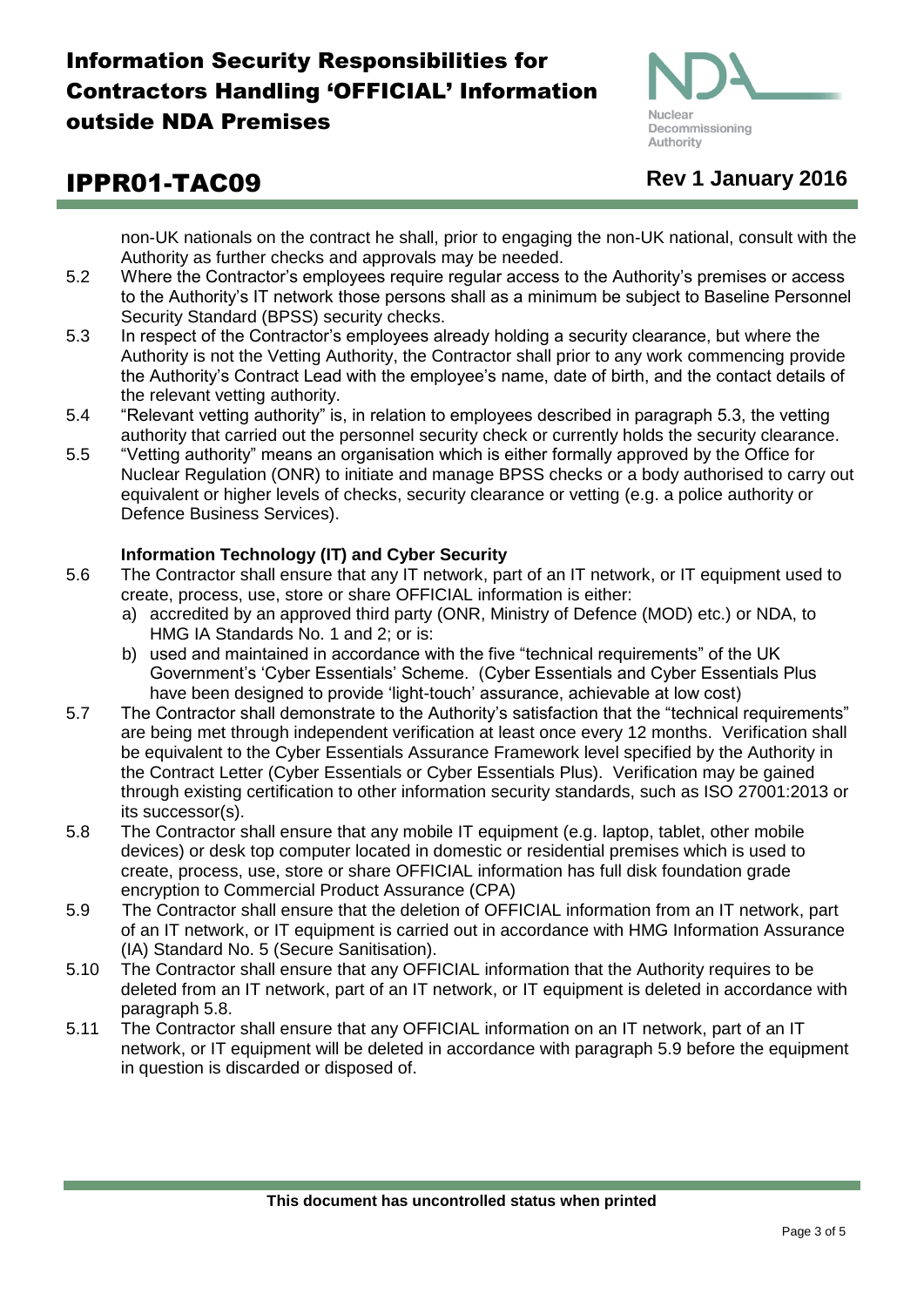non-UK nationals on the contract he shall, prior to engaging the non-UK national, consult with the Authority as further checks and approvals may be needed.

5.2 Where the Contractor's employees require regular access to the Authority's premises or access to the Authority's IT network those persons shall as a minimum be subject to Baseline Personnel Security Standard (BPSS) security checks.

5.3 In respect of the Contractor's employees already holding a security clearance, but where the Authority is not the Vetting Authority, the Contractor shall prior to any work commencing provide the Authority's Contract Lead with the employee's name, date of birth, and the contact details of the relevant vetting authority.

5.4 "Relevant vetting authority" is, in relation to employees described in paragraph 5.3, the vetting authority that carried out the personnel security check or currently holds the security clearance.

5.5 "Vetting authority" means an organisation which is either formally approved by the Office for Nuclear Regulation (ONR) to initiate and manage BPSS checks or a body authorised to carry out equivalent or higher levels of checks, security clearance or vetting (e.g. a police authority or Defence Business Services).

**Information Technology (IT) and Cyber Security**

5.6 The Contractor shall ensure that any IT network, part of an IT network, or IT equipment used to create, process, use, store or share OFFICIAL information is either:

a) accredited by an approved third party (ONR, Ministry of Defence (MOD) etc.) or NDA, to HMG IA Standards No. 1 and 2; or is:

b) used and maintained in accordance with the five "technical requirements" of the UK Government's 'Cyber Essentials' Scheme. (Cyber Essentials and Cyber Essentials Plus have been designed to provide 'light-touch' assurance, achievable at low cost)

5.7 The Contractor shall demonstrate to the Authority's satisfaction that the "technical requirements" are being met through independent verification at least once every 12 months. Verification shall be equivalent to the Cyber Essentials Assurance Framework level specified by the Authority in the Contract Letter (Cyber Essentials or Cyber Essentials Plus). Verification may be gained through existing certification to other information security standards, such as ISO 27001:2013 or its successor(s).

5.8 The Contractor shall ensure that any mobile IT equipment (e.g. laptop, tablet, other mobile devices) or desk top computer located in domestic or residential premises which is used to create, process, use, store or share OFFICIAL information has full disk foundation grade encryption to Commercial Product Assurance (CPA)

5.9 The Contractor shall ensure that the deletion of OFFICIAL information from an IT network, part of an IT network, or IT equipment is carried out in accordance with HMG Information Assurance (IA) Standard No. 5 (Secure Sanitisation).

5.10 The Contractor shall ensure that any OFFICIAL information that the Authority requires to be deleted from an IT network, part of an IT network, or IT equipment is deleted in accordance with paragraph 5.8.

5.11 The Contractor shall ensure that any OFFICIAL information on an IT network, part of an IT network, or IT equipment will be deleted in accordance with paragraph 5.9 before the equipment in question is discarded or disposed of.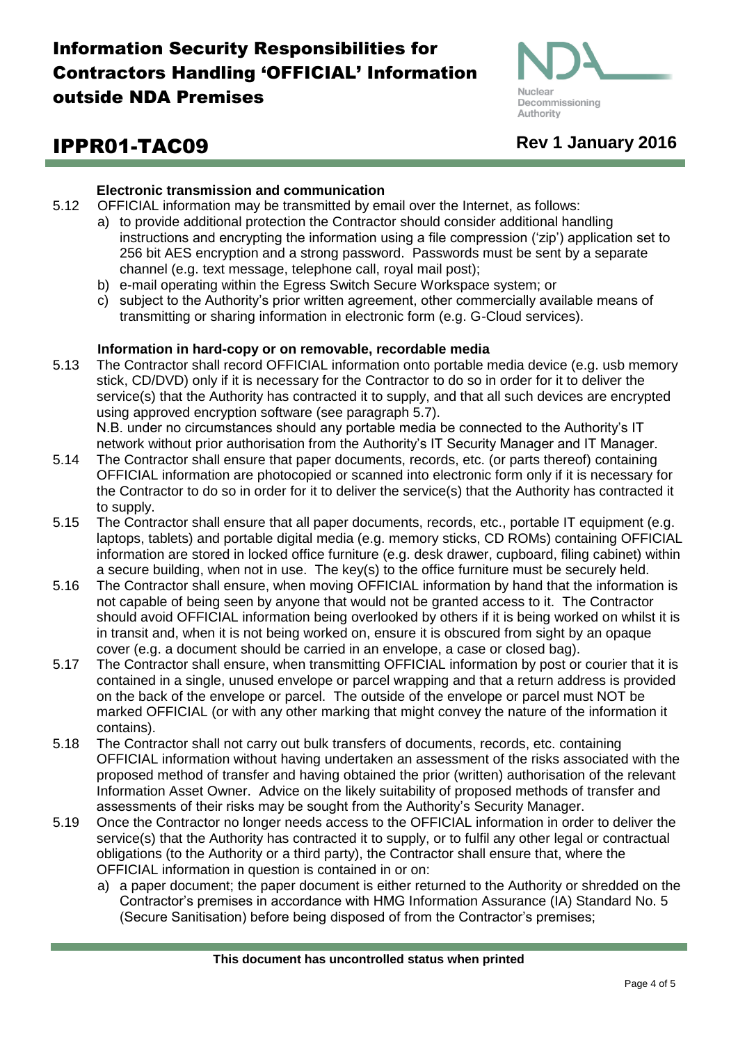**Electronic transmission and communication**

5.12 OFFICIAL information may be transmitted by email over the Internet, as follows:

a) to provide additional protection the Contractor should consider additional handling instructions and encrypting the information using a file compression ('zip') application set to 256 bit AES encryption and a strong password. Passwords must be sent by a separate channel (e.g. text message, telephone call, royal mail post);

b) e-mail operating within the Egress Switch Secure Workspace system; or

c) subject to the Authority's prior written agreement, other commercially available means of transmitting or sharing information in electronic form (e.g. G-Cloud services).

**Information in hard-copy or on removable, recordable media**

5.13 The Contractor shall record OFFICIAL information onto portable media device (e.g. usb memory stick, CD/DVD) only if it is necessary for the Contractor to do so in order for it to deliver the service(s) that the Authority has contracted it to supply, and that all such devices are encrypted using approved encryption software (see paragraph 5.7).
N.B. under no circumstances should any portable media be connected to the Authority's IT network without prior authorisation from the Authority's IT Security Manager and IT Manager.

5.14 The Contractor shall ensure that paper documents, records, etc. (or parts thereof) containing OFFICIAL information are photocopied or scanned into electronic form only if it is necessary for the Contractor to do so in order for it to deliver the service(s) that the Authority has contracted it to supply.

5.15 The Contractor shall ensure that all paper documents, records, etc., portable IT equipment (e.g. laptops, tablets) and portable digital media (e.g. memory sticks, CD ROMs) containing OFFICIAL information are stored in locked office furniture (e.g. desk drawer, cupboard, filing cabinet) within a secure building, when not in use. The key(s) to the office furniture must be securely held.

5.16 The Contractor shall ensure, when moving OFFICIAL information by hand that the information is not capable of being seen by anyone that would not be granted access to it. The Contractor should avoid OFFICIAL information being overlooked by others if it is being worked on whilst it is in transit and, when it is not being worked on, ensure it is obscured from sight by an opaque cover (e.g. a document should be carried in an envelope, a case or closed bag).

5.17 The Contractor shall ensure, when transmitting OFFICIAL information by post or courier that it is contained in a single, unused envelope or parcel wrapping and that a return address is provided on the back of the envelope or parcel. The outside of the envelope or parcel must NOT be marked OFFICIAL (or with any other marking that might convey the nature of the information it contains).

5.18 The Contractor shall not carry out bulk transfers of documents, records, etc. containing OFFICIAL information without having undertaken an assessment of the risks associated with the proposed method of transfer and having obtained the prior (written) authorisation of the relevant Information Asset Owner. Advice on the likely suitability of proposed methods of transfer and assessments of their risks may be sought from the Authority's Security Manager.

5.19 Once the Contractor no longer needs access to the OFFICIAL information in order to deliver the service(s) that the Authority has contracted it to supply, or to fulfil any other legal or contractual obligations (to the Authority or a third party), the Contractor shall ensure that, where the OFFICIAL information in question is contained in or on:

a) a paper document; the paper document is either returned to the Authority or shredded on the Contractor's premises in accordance with HMG Information Assurance (IA) Standard No. 5 (Secure Sanitisation) before being disposed of from the Contractor's premises;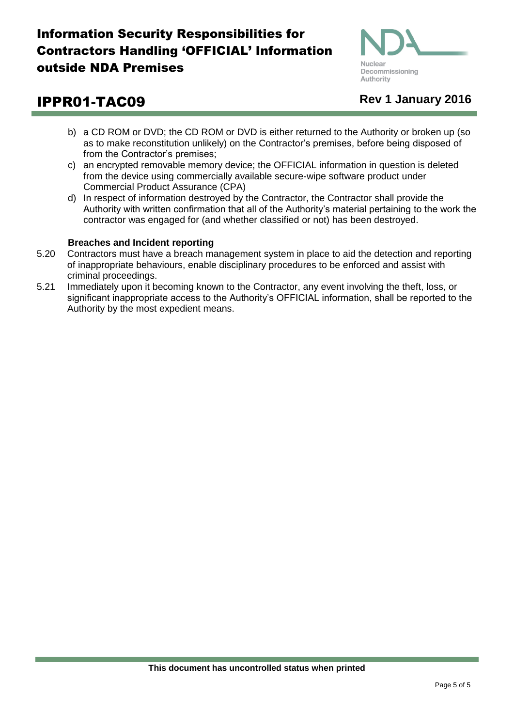b) a CD ROM or DVD; the CD ROM or DVD is either returned to the Authority or broken up (so as to make reconstitution unlikely) on the Contractor's premises, before being disposed of from the Contractor's premises;

c) an encrypted removable memory device; the OFFICIAL information in question is deleted from the device using commercially available secure-wipe software product under Commercial Product Assurance (CPA)

d) In respect of information destroyed by the Contractor, the Contractor shall provide the Authority with written confirmation that all of the Authority's material pertaining to the work the contractor was engaged for (and whether classified or not) has been destroyed.

**Breaches and Incident reporting**

5.20 Contractors must have a breach management system in place to aid the detection and reporting of inappropriate behaviours, enable disciplinary procedures to be enforced and assist with criminal proceedings.

5.21 Immediately upon it becoming known to the Contractor, any event involving the theft, loss, or significant inappropriate access to the Authority's OFFICIAL information, shall be reported to the Authority by the most expedient means.